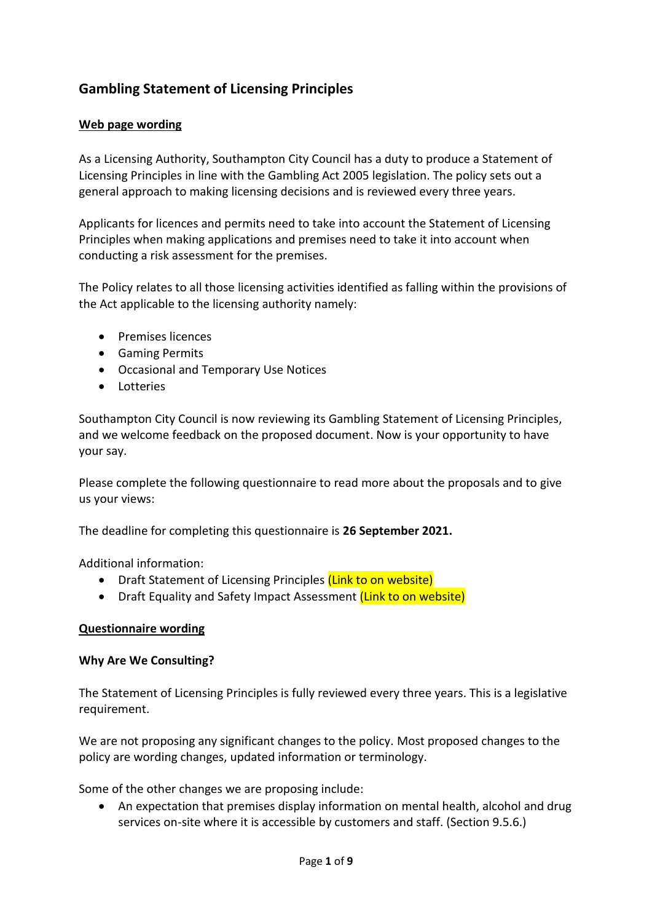## Gambling Statement of Licensing Principles

**Web page wording**

As a Licensing Authority, Southampton City Council has a duty to produce a Statement of Licensing Principles in line with the Gambling Act 2005 legislation. The policy sets out a general approach to making licensing decisions and is reviewed every three years.

Applicants for licences and permits need to take into account the Statement of Licensing Principles when making applications and premises need to take it into account when conducting a risk assessment for the premises.

The Policy relates to all those licensing activities identified as falling within the provisions of the Act applicable to the licensing authority namely:

- Premises licences
- Gaming Permits
- Occasional and Temporary Use Notices
- Lotteries

Southampton City Council is now reviewing its Gambling Statement of Licensing Principles, and we welcome feedback on the proposed document. Now is your opportunity to have your say.

Please complete the following questionnaire to read more about the proposals and to give us your views:

The deadline for completing this questionnaire is **26 September 2021.**

Additional information:

- Draft Statement of Licensing Principles (Link to on website)
- Draft Equality and Safety Impact Assessment (Link to on website)

**Questionnaire wording**

**Why Are We Consulting?**

The Statement of Licensing Principles is fully reviewed every three years. This is a legislative requirement.

We are not proposing any significant changes to the policy. Most proposed changes to the policy are wording changes, updated information or terminology.

Some of the other changes we are proposing include:

- An expectation that premises display information on mental health, alcohol and drug services on-site where it is accessible by customers and staff. (Section 9.5.6.)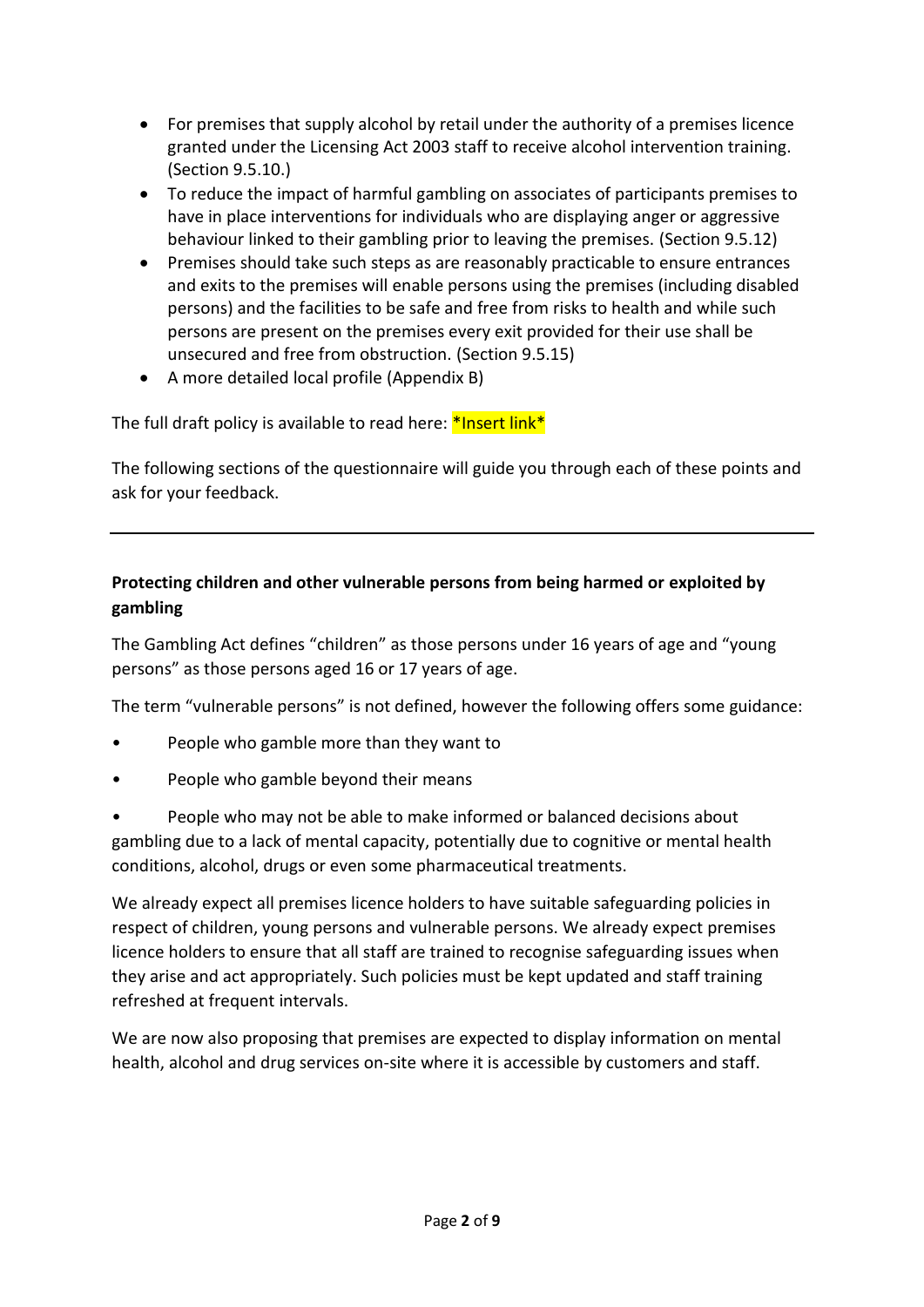- For premises that supply alcohol by retail under the authority of a premises licence granted under the Licensing Act 2003 staff to receive alcohol intervention training. (Section 9.5.10.)
- To reduce the impact of harmful gambling on associates of participants premises to have in place interventions for individuals who are displaying anger or aggressive behaviour linked to their gambling prior to leaving the premises. (Section 9.5.12)
- Premises should take such steps as are reasonably practicable to ensure entrances and exits to the premises will enable persons using the premises (including disabled persons) and the facilities to be safe and free from risks to health and while such persons are present on the premises every exit provided for their use shall be unsecured and free from obstruction. (Section 9.5.15)
- A more detailed local profile (Appendix B)

The full draft policy is available to read here: *Insert link*

The following sections of the questionnaire will guide you through each of these points and ask for your feedback.

---

**Protecting children and other vulnerable persons from being harmed or exploited by gambling**

The Gambling Act defines "children" as those persons under 16 years of age and "young persons" as those persons aged 16 or 17 years of age.

The term "vulnerable persons" is not defined, however the following offers some guidance:

- People who gamble more than they want to
- People who gamble beyond their means
- People who may not be able to make informed or balanced decisions about gambling due to a lack of mental capacity, potentially due to cognitive or mental health conditions, alcohol, drugs or even some pharmaceutical treatments.

We already expect all premises licence holders to have suitable safeguarding policies in respect of children, young persons and vulnerable persons. We already expect premises licence holders to ensure that all staff are trained to recognise safeguarding issues when they arise and act appropriately. Such policies must be kept updated and staff training refreshed at frequent intervals.

We are now also proposing that premises are expected to display information on mental health, alcohol and drug services on-site where it is accessible by customers and staff.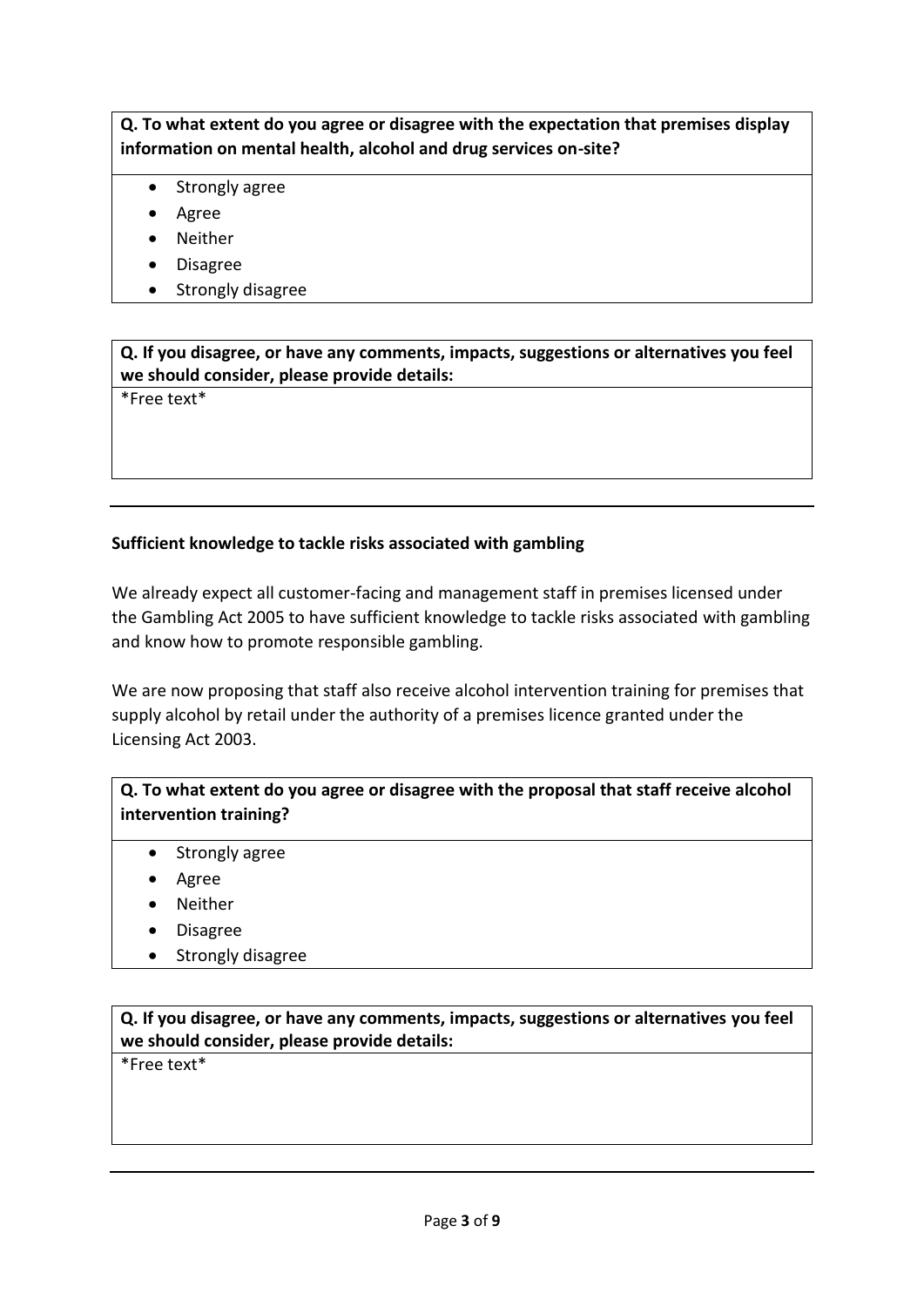**Q. To what extent do you agree or disagree with the expectation that premises display information on mental health, alcohol and drug services on-site?**

- Strongly agree
- Agree
- Neither
- Disagree
- Strongly disagree

**Q. If you disagree, or have any comments, impacts, suggestions or alternatives you feel we should consider, please provide details:**

*Free text*

---

**Sufficient knowledge to tackle risks associated with gambling**

We already expect all customer-facing and management staff in premises licensed under the Gambling Act 2005 to have sufficient knowledge to tackle risks associated with gambling and know how to promote responsible gambling.

We are now proposing that staff also receive alcohol intervention training for premises that supply alcohol by retail under the authority of a premises licence granted under the Licensing Act 2003.

**Q. To what extent do you agree or disagree with the proposal that staff receive alcohol intervention training?**

- Strongly agree
- Agree
- Neither
- Disagree
- Strongly disagree

**Q. If you disagree, or have any comments, impacts, suggestions or alternatives you feel we should consider, please provide details:**

*Free text*

---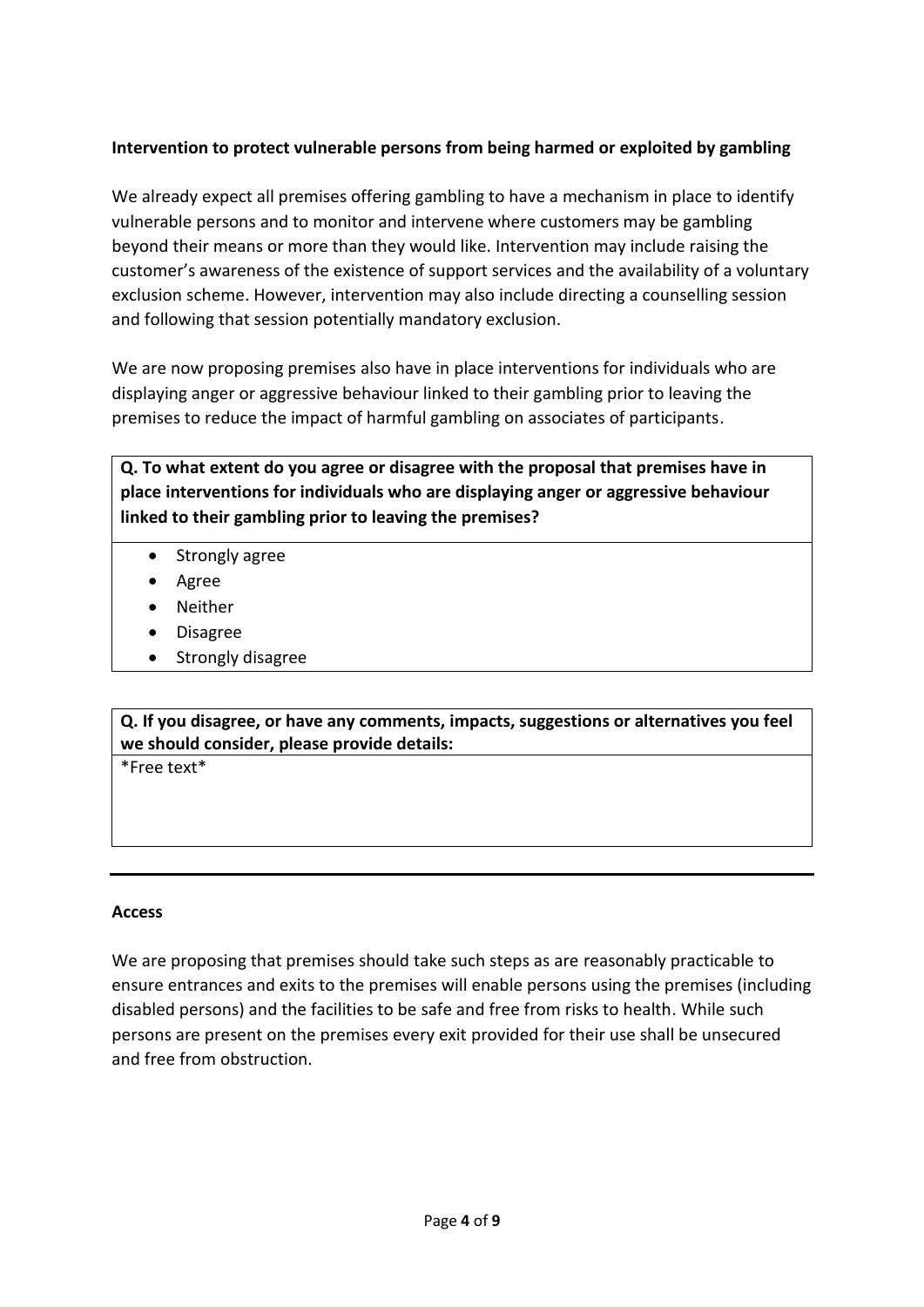**Intervention to protect vulnerable persons from being harmed or exploited by gambling**

We already expect all premises offering gambling to have a mechanism in place to identify vulnerable persons and to monitor and intervene where customers may be gambling beyond their means or more than they would like. Intervention may include raising the customer's awareness of the existence of support services and the availability of a voluntary exclusion scheme. However, intervention may also include directing a counselling session and following that session potentially mandatory exclusion.

We are now proposing premises also have in place interventions for individuals who are displaying anger or aggressive behaviour linked to their gambling prior to leaving the premises to reduce the impact of harmful gambling on associates of participants.

**Q. To what extent do you agree or disagree with the proposal that premises have in place interventions for individuals who are displaying anger or aggressive behaviour linked to their gambling prior to leaving the premises?**

- Strongly agree
- Agree
- Neither
- Disagree
- Strongly disagree

**Q. If you disagree, or have any comments, impacts, suggestions or alternatives you feel we should consider, please provide details:**

*Free text*

---

**Access**

We are proposing that premises should take such steps as are reasonably practicable to ensure entrances and exits to the premises will enable persons using the premises (including disabled persons) and the facilities to be safe and free from risks to health. While such persons are present on the premises every exit provided for their use shall be unsecured and free from obstruction.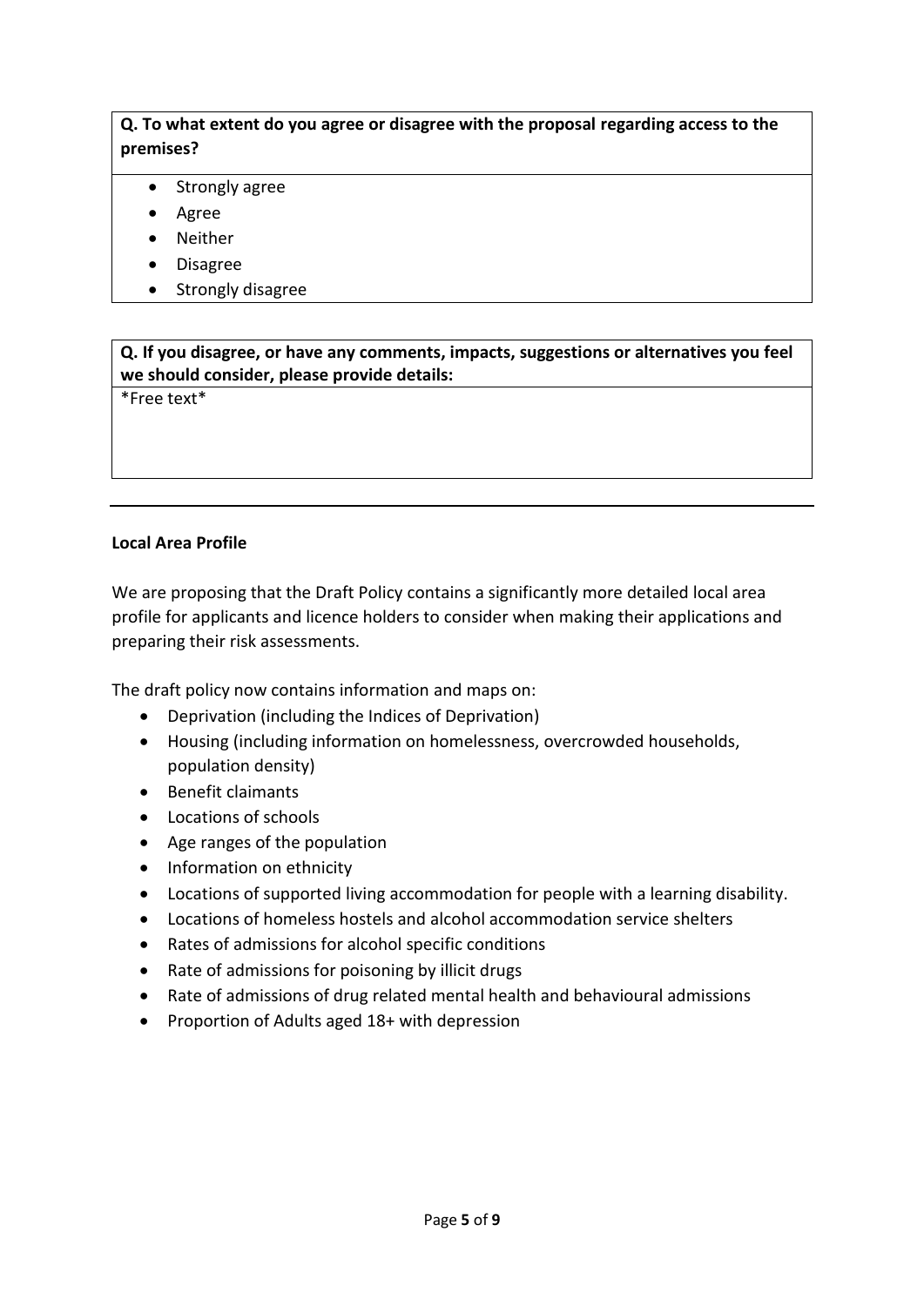**Q. To what extent do you agree or disagree with the proposal regarding access to the premises?**

- Strongly agree
- Agree
- Neither
- Disagree
- Strongly disagree

**Q. If you disagree, or have any comments, impacts, suggestions or alternatives you feel we should consider, please provide details:**

*Free text*

---

**Local Area Profile**

We are proposing that the Draft Policy contains a significantly more detailed local area profile for applicants and licence holders to consider when making their applications and preparing their risk assessments.

The draft policy now contains information and maps on:

- Deprivation (including the Indices of Deprivation)
- Housing (including information on homelessness, overcrowded households, population density)
- Benefit claimants
- Locations of schools
- Age ranges of the population
- Information on ethnicity
- Locations of supported living accommodation for people with a learning disability.
- Locations of homeless hostels and alcohol accommodation service shelters
- Rates of admissions for alcohol specific conditions
- Rate of admissions for poisoning by illicit drugs
- Rate of admissions of drug related mental health and behavioural admissions
- Proportion of Adults aged 18+ with depression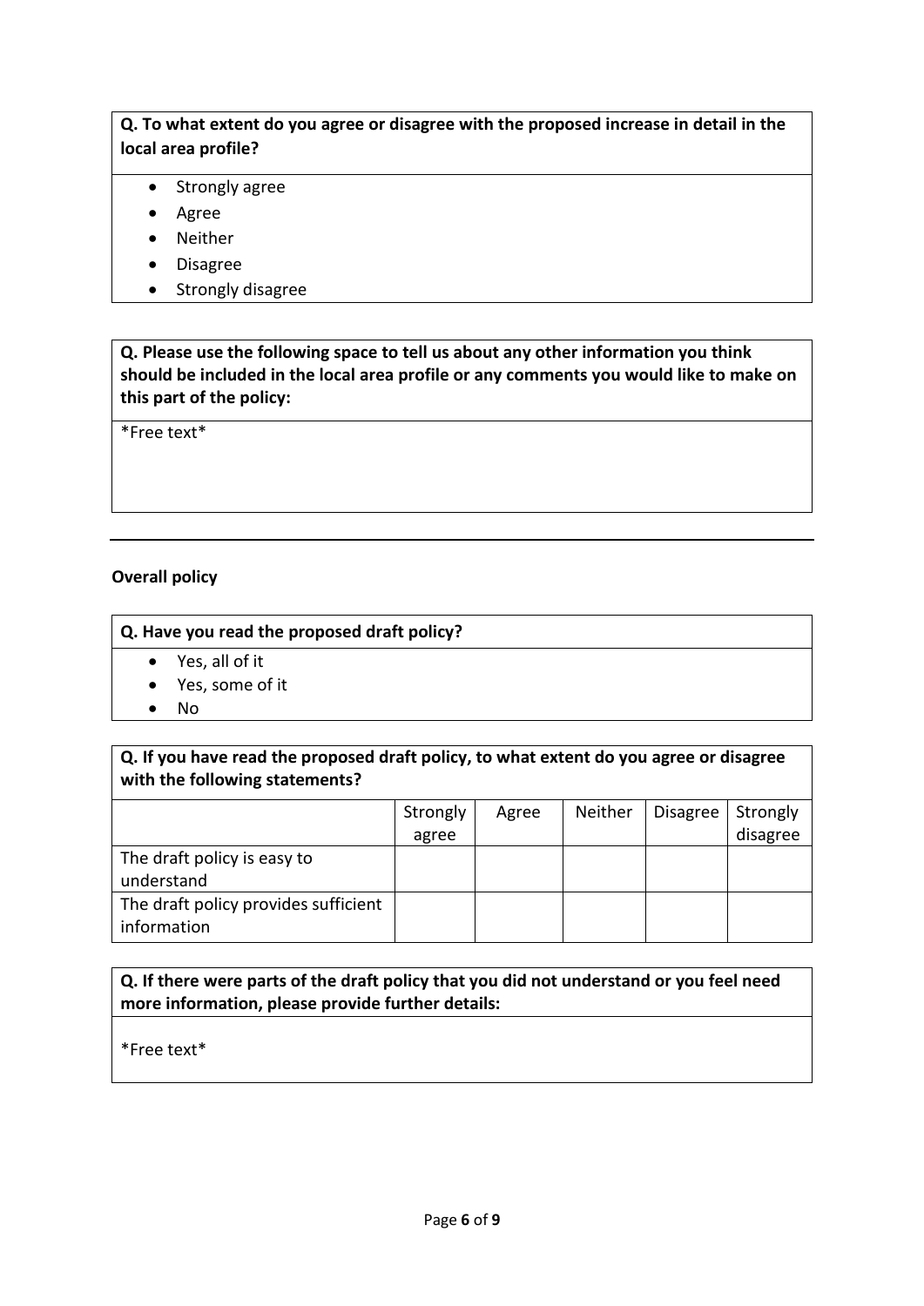**Q. To what extent do you agree or disagree with the proposed increase in detail in the local area profile?**

- Strongly agree
- Agree
- Neither
- Disagree
- Strongly disagree

**Q. Please use the following space to tell us about any other information you think should be included in the local area profile or any comments you would like to make on this part of the policy:**

*Free text*

---

**Overall policy**

**Q. Have you read the proposed draft policy?**

- Yes, all of it
- Yes, some of it
- No

**Q. If you have read the proposed draft policy, to what extent do you agree or disagree with the following statements?**

| | Strongly agree | Agree | Neither | Disagree | Strongly disagree |
|---|---|---|---|---|---|
| The draft policy is easy to understand | | | | | |
| The draft policy provides sufficient information | | | | | |

**Q. If there were parts of the draft policy that you did not understand or you feel need more information, please provide further details:**

*Free text*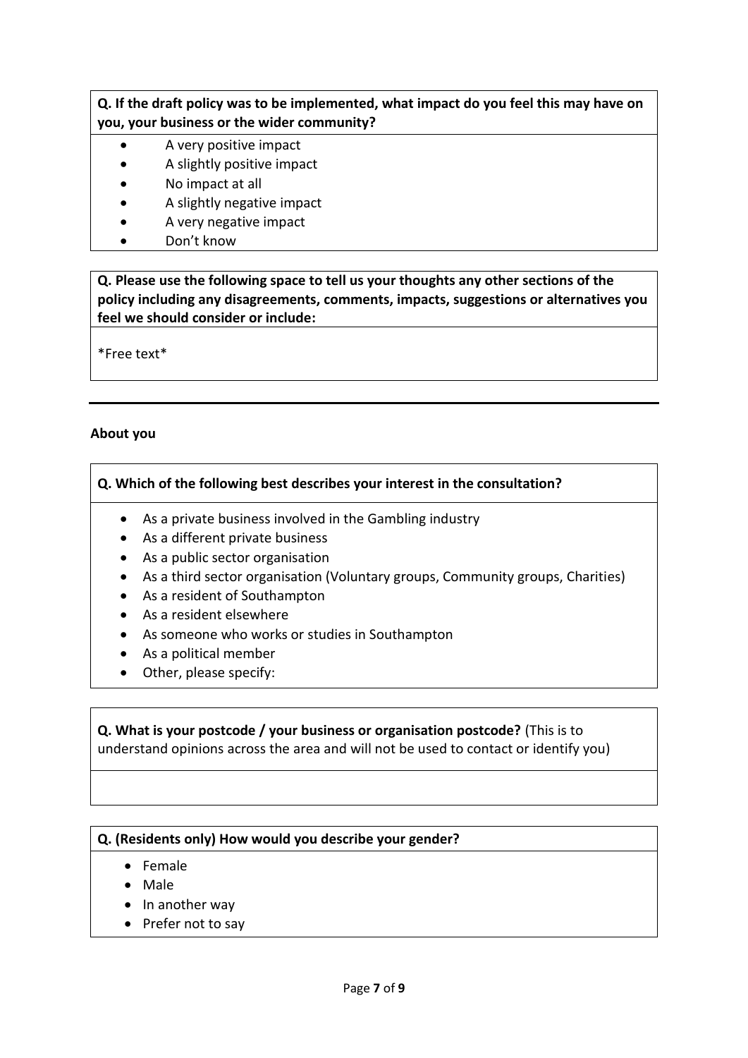**Q. If the draft policy was to be implemented, what impact do you feel this may have on you, your business or the wider community?**

- A very positive impact
- A slightly positive impact
- No impact at all
- A slightly negative impact
- A very negative impact
- Don't know

**Q. Please use the following space to tell us your thoughts any other sections of the policy including any disagreements, comments, impacts, suggestions or alternatives you feel we should consider or include:**

*Free text*

---

**About you**

**Q. Which of the following best describes your interest in the consultation?**

- As a private business involved in the Gambling industry
- As a different private business
- As a public sector organisation
- As a third sector organisation (Voluntary groups, Community groups, Charities)
- As a resident of Southampton
- As a resident elsewhere
- As someone who works or studies in Southampton
- As a political member
- Other, please specify:

**Q. What is your postcode / your business or organisation postcode?** (This is to understand opinions across the area and will not be used to contact or identify you)

**Q. (Residents only) How would you describe your gender?**

- Female
- Male
- In another way
- Prefer not to say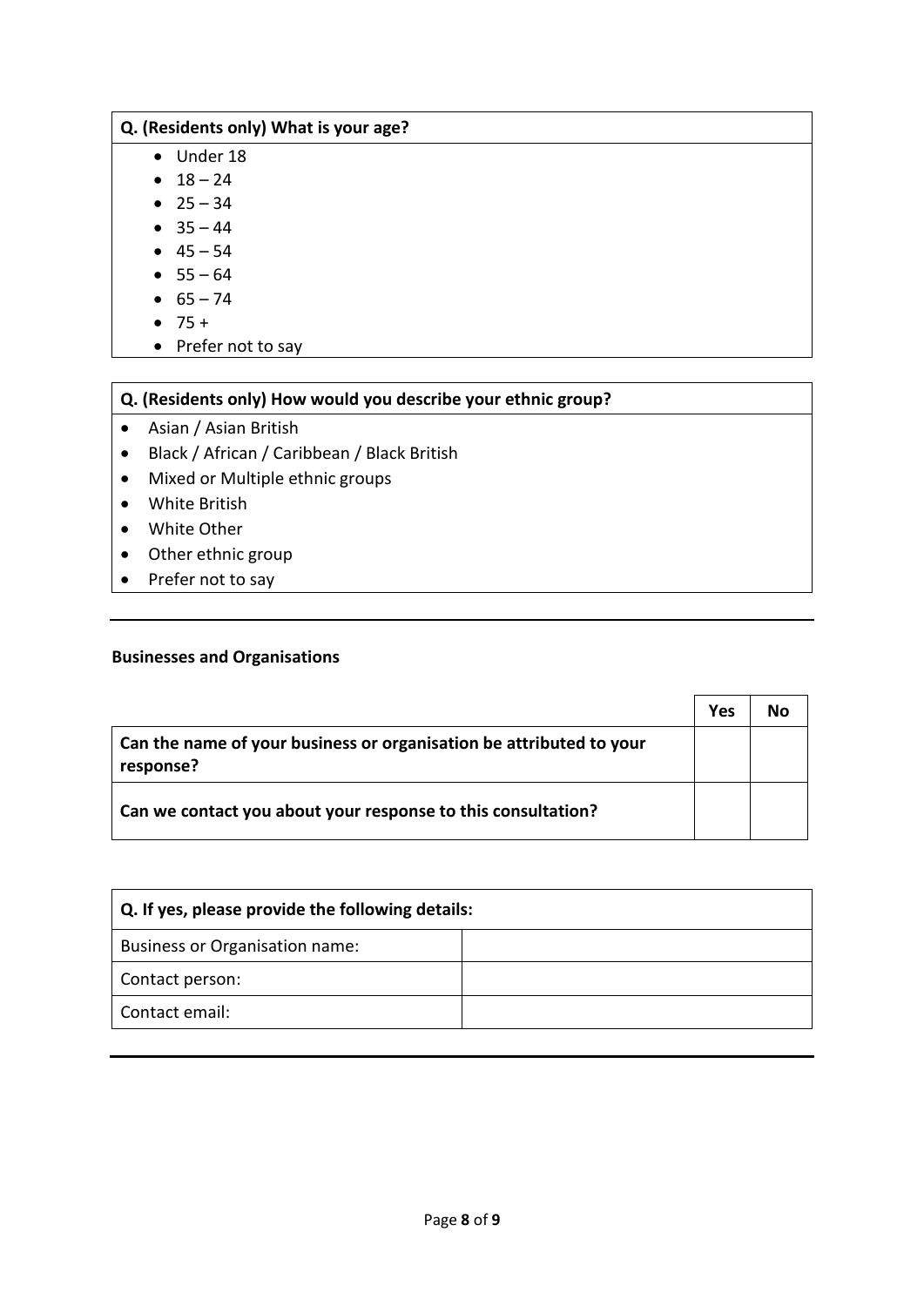| **Q. (Residents only) What is your age?** |
|---|
| • Under 18<br>• 18 – 24<br>• 25 – 34<br>• 35 – 44<br>• 45 – 54<br>• 55 – 64<br>• 65 – 74<br>• 75 +<br>• Prefer not to say |

| **Q. (Residents only) How would you describe your ethnic group?** |
|---|
| • Asian / Asian British<br>• Black / African / Caribbean / Black British<br>• Mixed or Multiple ethnic groups<br>• White British<br>• White Other<br>• Other ethnic group<br>• Prefer not to say |

---

**Businesses and Organisations**

| | **Yes** | **No** |
|---|---|---|
| **Can the name of your business or organisation be attributed to your response?** | | |
| **Can we contact you about your response to this consultation?** | | |

| **Q. If yes, please provide the following details:** | |
|---|---|
| Business or Organisation name: | |
| Contact person: | |
| Contact email: | |

---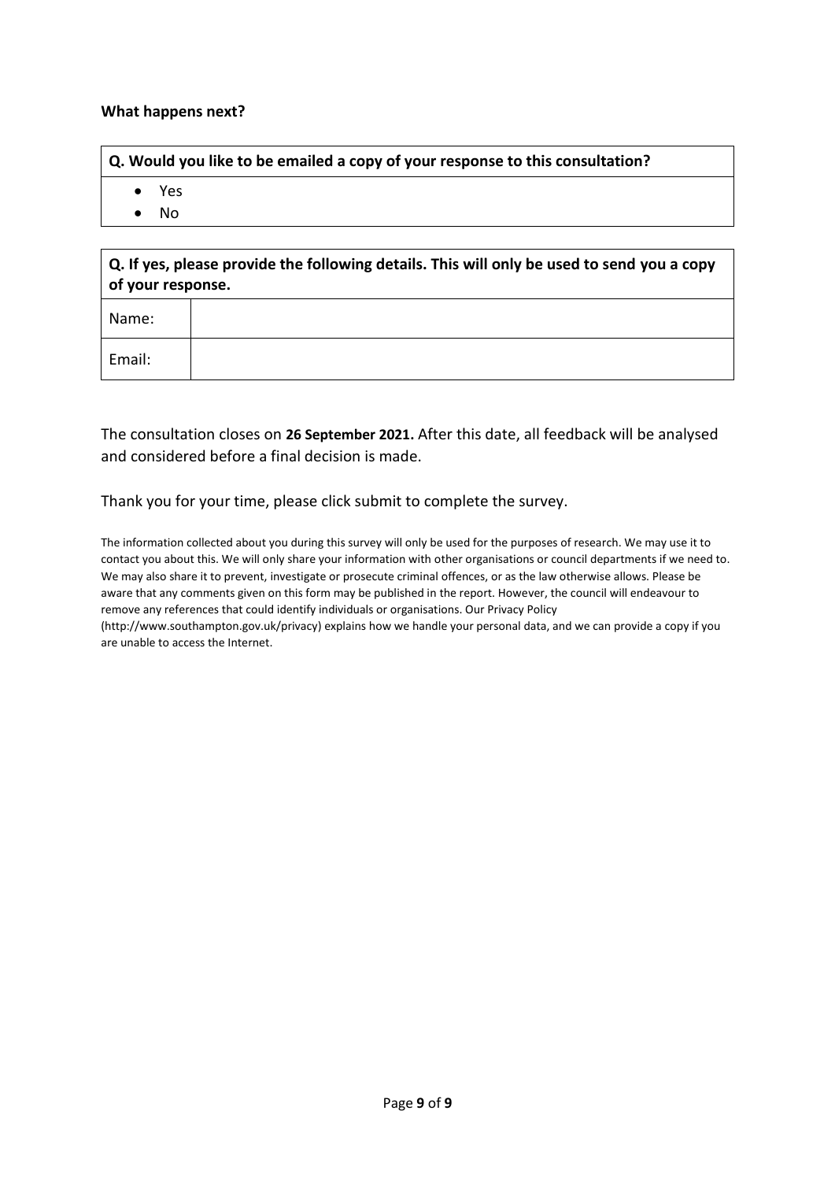**What happens next?**

| **Q. Would you like to be emailed a copy of your response to this consultation?** |
|---|
| • Yes<br>• No |

| **Q. If yes, please provide the following details. This will only be used to send you a copy of your response.** | |
|---|---|
| Name: | |
| Email: | |

The consultation closes on **26 September 2021.** After this date, all feedback will be analysed and considered before a final decision is made.

Thank you for your time, please click submit to complete the survey.

The information collected about you during this survey will only be used for the purposes of research. We may use it to contact you about this. We will only share your information with other organisations or council departments if we need to. We may also share it to prevent, investigate or prosecute criminal offences, or as the law otherwise allows. Please be aware that any comments given on this form may be published in the report. However, the council will endeavour to remove any references that could identify individuals or organisations. Our Privacy Policy (http://www.southampton.gov.uk/privacy) explains how we handle your personal data, and we can provide a copy if you are unable to access the Internet.